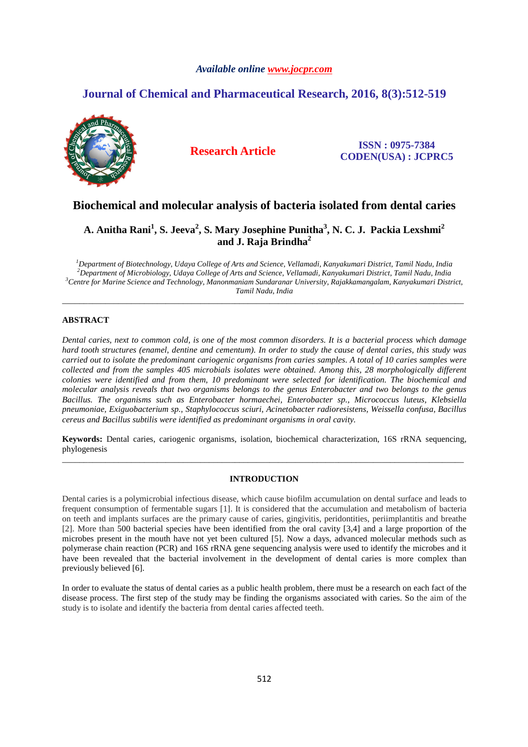*Available online www.jocpr.com*

**Journal of Chemical and Pharmaceutical Research, 2016, 8(3):512-519**

**Research Article**

**ISSN : 0975-7384**
**CODEN(USA) : JCPRC5**

# Biochemical and molecular analysis of bacteria isolated from dental caries

**A. Anitha Rani[1], S. Jeeva[2], S. Mary Josephine Punitha[3], N. C. J. Packia Lexshmi[2] and J. Raja Brindha[2]**

*[1]Department of Biotechnology, Udaya College of Arts and Science, Vellamadi, Kanyakumari District, Tamil Nadu, India*
*[2]Department of Microbiology, Udaya College of Arts and Science, Vellamadi, Kanyakumari District, Tamil Nadu, India*
*[3]Centre for Marine Science and Technology, Manonmaniam Sundaranar University, Rajakkamangalam, Kanyakumari District, Tamil Nadu, India*

---

## ABSTRACT

*Dental caries, next to common cold, is one of the most common disorders. It is a bacterial process which damage hard tooth structures (enamel, dentine and cementum). In order to study the cause of dental caries, this study was carried out to isolate the predominant cariogenic organisms from caries samples. A total of 10 caries samples were collected and from the samples 405 microbials isolates were obtained. Among this, 28 morphologically different colonies were identified and from them, 10 predominant were selected for identification. The biochemical and molecular analysis reveals that two organisms belongs to the genus Enterobacter and two belongs to the genus Bacillus. The organisms such as Enterobacter hormaechei, Enterobacter sp., Micrococcus luteus, Klebsiella pneumoniae, Exiguobacterium sp., Staphylococcus sciuri, Acinetobacter radioresistens, Weissella confusa, Bacillus cereus and Bacillus subtilis were identified as predominant organisms in oral cavity.*

**Keywords:** Dental caries, cariogenic organisms, isolation, biochemical characterization, 16S rRNA sequencing, phylogenesis

---

## INTRODUCTION

Dental caries is a polymicrobial infectious disease, which cause biofilm accumulation on dental surface and leads to frequent consumption of fermentable sugars [1]. It is considered that the accumulation and metabolism of bacteria on teeth and implants surfaces are the primary cause of caries, gingivitis, peridontities, periimplantitis and breathe [2]. More than 500 bacterial species have been identified from the oral cavity [3,4] and a large proportion of the microbes present in the mouth have not yet been cultured [5]. Now a days, advanced molecular methods such as polymerase chain reaction (PCR) and 16S rRNA gene sequencing analysis were used to identify the microbes and it have been revealed that the bacterial involvement in the development of dental caries is more complex than previously believed [6].

In order to evaluate the status of dental caries as a public health problem, there must be a research on each fact of the disease process. The first step of the study may be finding the organisms associated with caries. So the aim of the study is to isolate and identify the bacteria from dental caries affected teeth.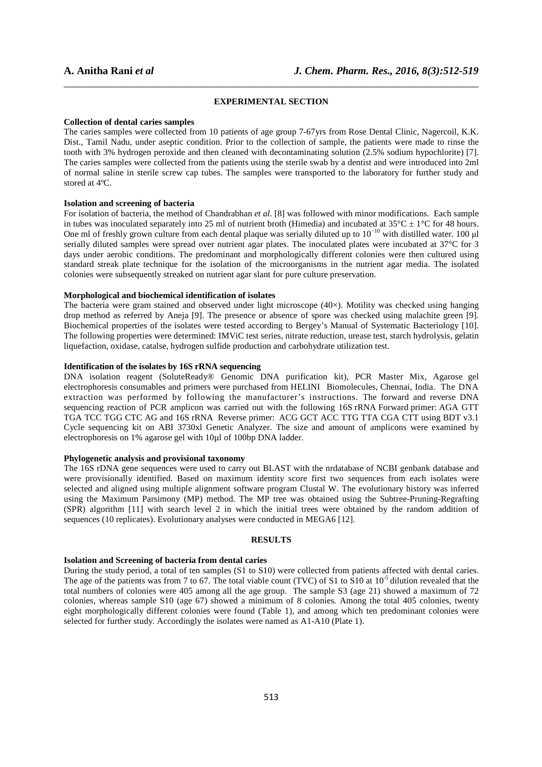## EXPERIMENTAL SECTION

### Collection of dental caries samples

The caries samples were collected from 10 patients of age group 7-67yrs from Rose Dental Clinic, Nagercoil, K.K. Dist., Tamil Nadu, under aseptic condition. Prior to the collection of sample, the patients were made to rinse the tooth with 3% hydrogen peroxide and then cleaned with decontaminating solution (2.5% sodium hypochlorite) [7]. The caries samples were collected from the patients using the sterile swab by a dentist and were introduced into 2ml of normal saline in sterile screw cap tubes. The samples were transported to the laboratory for further study and stored at 4ºC.

### Isolation and screening of bacteria

For isolation of bacteria, the method of Chandrabhan *et al*. [8] was followed with minor modifications. Each sample in tubes was inoculated separately into 25 ml of nutrient broth (Himedia) and incubated at 35°C ± 1°C for 48 hours. One ml of freshly grown culture from each dental plaque was serially diluted up to $10^{-10}$ with distilled water. 100 µl serially diluted samples were spread over nutrient agar plates. The inoculated plates were incubated at 37°C for 3 days under aerobic conditions. The predominant and morphologically different colonies were then cultured using standard streak plate technique for the isolation of the microorganisms in the nutrient agar media. The isolated colonies were subsequently streaked on nutrient agar slant for pure culture preservation.

### Morphological and biochemical identification of isolates

The bacteria were gram stained and observed under light microscope (40×). Motility was checked using hanging drop method as referred by Aneja [9]. The presence or absence of spore was checked using malachite green [9]. Biochemical properties of the isolates were tested according to Bergey's Manual of Systematic Bacteriology [10]. The following properties were determined: IMViC test series, nitrate reduction, urease test, starch hydrolysis, gelatin liquefaction, oxidase, catalse, hydrogen sulfide production and carbohydrate utilization test.

### Identification of the isolates by 16S rRNA sequencing

DNA isolation reagent (SoluteReady® Genomic DNA purification kit), PCR Master Mix, Agarose gel electrophoresis consumables and primers were purchased from HELINI Biomolecules, Chennai, India. The DNA extraction was performed by following the manufacturer's instructions. The forward and reverse DNA sequencing reaction of PCR amplicon was carried out with the following 16S rRNA Forward primer: AGA GTT TGA TCC TGG CTC AG and 16S rRNA Reverse primer: ACG GCT ACC TTG TTA CGA CTT using BDT v3.1 Cycle sequencing kit on ABI 3730xl Genetic Analyzer. The size and amount of amplicons were examined by electrophoresis on 1% agarose gel with 10µl of 100bp DNA ladder.

### Phylogenetic analysis and provisional taxonomy

The 16S rDNA gene sequences were used to carry out BLAST with the nrdatabase of NCBI genbank database and were provisionally identified. Based on maximum identity score first two sequences from each isolates were selected and aligned using multiple alignment software program Clustal W. The evolutionary history was inferred using the Maximum Parsimony (MP) method. The MP tree was obtained using the Subtree-Pruning-Regrafting (SPR) algorithm [11] with search level 2 in which the initial trees were obtained by the random addition of sequences (10 replicates). Evolutionary analyses were conducted in MEGA6 [12].

## RESULTS

### Isolation and Screening of bacteria from dental caries

During the study period, a total of ten samples (S1 to S10) were collected from patients affected with dental caries. The age of the patients was from 7 to 67. The total viable count (TVC) of S1 to S10 at $10^{-5}$ dilution revealed that the total numbers of colonies were 405 among all the age group. The sample S3 (age 21) showed a maximum of 72 colonies, whereas sample S10 (age 67) showed a minimum of 8 colonies. Among the total 405 colonies, twenty eight morphologically different colonies were found (Table 1), and among which ten predominant colonies were selected for further study. Accordingly the isolates were named as A1-A10 (Plate 1).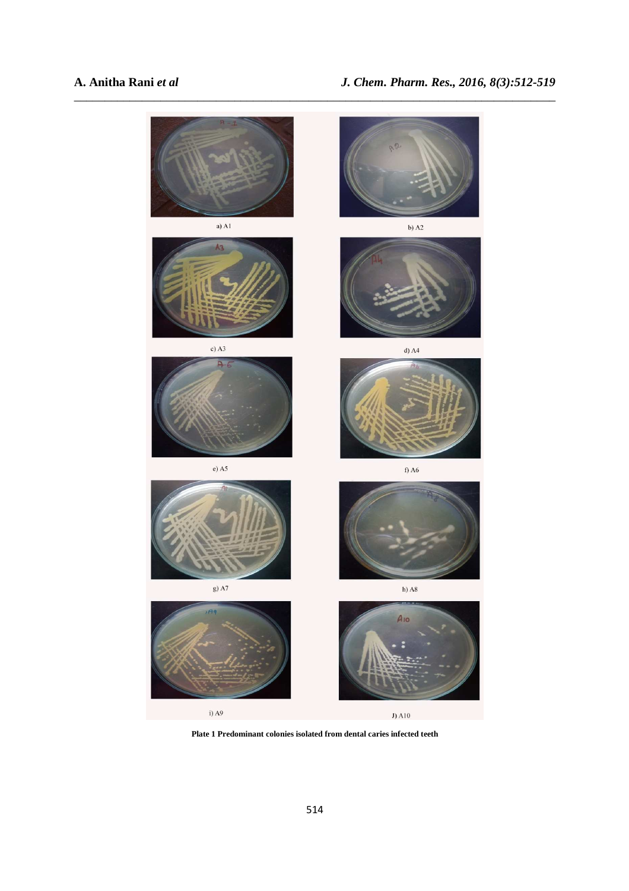a) A1

b) A2

c) A3

d) A4

e) A5

f) A6

g) A7

h) A8

i) A9

J) A10

**Plate 1 Predominant colonies isolated from dental caries infected teeth**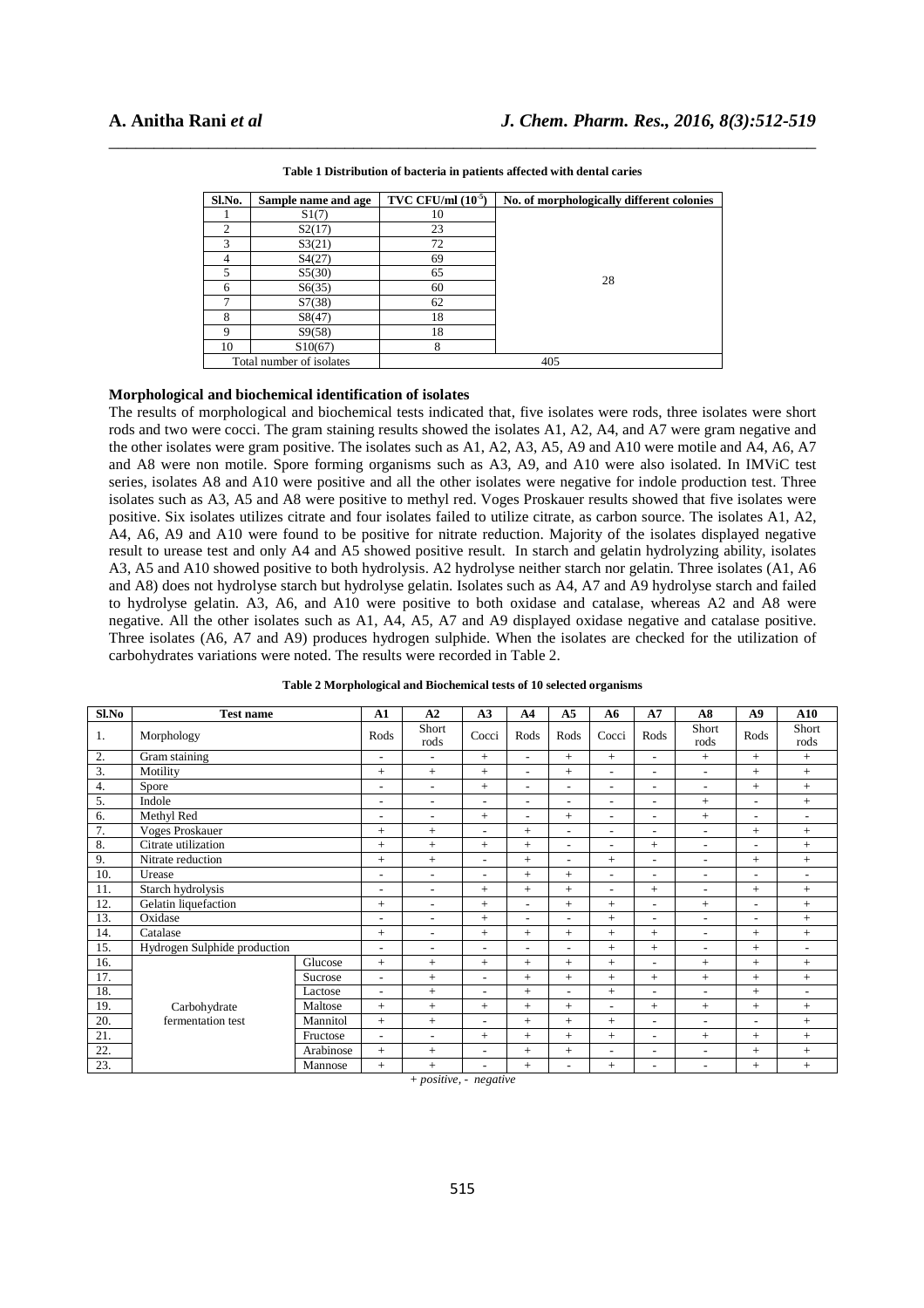**Table 1 Distribution of bacteria in patients affected with dental caries**

| Sl.No. | Sample name and age | TVC CFU/ml ($10^{-5}$) | No. of morphologically different colonies |
|---|---|---|---|
| 1 | S1(7) | 10 | 28 |
| 2 | S2(17) | 23 | |
| 3 | S3(21) | 72 | |
| 4 | S4(27) | 69 | |
| 5 | S5(30) | 65 | |
| 6 | S6(35) | 60 | |
| 7 | S7(38) | 62 | |
| 8 | S8(47) | 18 | |
| 9 | S9(58) | 18 | |
| 10 | S10(67) | 8 | |
| Total number of isolates | | 405 | |

**Morphological and biochemical identification of isolates**

The results of morphological and biochemical tests indicated that, five isolates were rods, three isolates were short rods and two were cocci. The gram staining results showed the isolates A1, A2, A4, and A7 were gram negative and the other isolates were gram positive. The isolates such as A1, A2, A3, A5, A9 and A10 were motile and A4, A6, A7 and A8 were non motile. Spore forming organisms such as A3, A9, and A10 were also isolated. In IMViC test series, isolates A8 and A10 were positive and all the other isolates were negative for indole production test. Three isolates such as A3, A5 and A8 were positive to methyl red. Voges Proskauer results showed that five isolates were positive. Six isolates utilizes citrate and four isolates failed to utilize citrate, as carbon source. The isolates A1, A2, A4, A6, A9 and A10 were found to be positive for nitrate reduction. Majority of the isolates displayed negative result to urease test and only A4 and A5 showed positive result. In starch and gelatin hydrolyzing ability, isolates A3, A5 and A10 showed positive to both hydrolysis. A2 hydrolyse neither starch nor gelatin. Three isolates (A1, A6 and A8) does not hydrolyse starch but hydrolyse gelatin. Isolates such as A4, A7 and A9 hydrolyse starch and failed to hydrolyse gelatin. A3, A6, and A10 were positive to both oxidase and catalase, whereas A2 and A8 were negative. All the other isolates such as A1, A4, A5, A7 and A9 displayed oxidase negative and catalase positive. Three isolates (A6, A7 and A9) produces hydrogen sulphide. When the isolates are checked for the utilization of carbohydrates variations were noted. The results were recorded in Table 2.

**Table 2 Morphological and Biochemical tests of 10 selected organisms**

| Sl.No | Test name | | A1 | A2 | A3 | A4 | A5 | A6 | A7 | A8 | A9 | A10 |
|---|---|---|---|---|---|---|---|---|---|---|---|---|
| 1. | Morphology | | Rods | Short rods | Cocci | Rods | Rods | Cocci | Rods | Short rods | Rods | Short rods |
| 2. | Gram staining | | - | - | + | - | + | + | - | + | + | + |
| 3. | Motility | | + | + | + | - | + | - | - | - | + | + |
| 4. | Spore | | - | - | + | - | - | - | - | - | + | + |
| 5. | Indole | | - | - | - | - | - | - | - | + | - | + |
| 6. | Methyl Red | | - | - | + | - | + | - | - | + | - | - |
| 7. | Voges Proskauer | | + | + | - | + | - | - | - | - | + | + |
| 8. | Citrate utilization | | + | + | + | + | - | - | + | - | - | + |
| 9. | Nitrate reduction | | + | + | - | + | - | + | - | - | + | + |
| 10. | Urease | | - | - | - | + | + | - | - | - | - | - |
| 11. | Starch hydrolysis | | - | - | + | + | + | - | + | - | + | + |
| 12. | Gelatin liquefaction | | + | - | + | - | + | + | - | + | - | + |
| 13. | Oxidase | | - | - | + | - | - | + | - | - | - | + |
| 14. | Catalase | | + | - | + | + | + | + | + | - | + | + |
| 15. | Hydrogen Sulphide production | | - | - | - | - | - | + | + | - | + | - |
| 16. | Carbohydrate fermentation test | Glucose | + | + | + | + | + | + | - | + | + | + |
| 17. | | Sucrose | - | + | - | + | + | + | + | + | + | + |
| 18. | | Lactose | - | + | - | + | - | + | - | - | + | - |
| 19. | | Maltose | + | + | + | + | + | - | + | + | + | + |
| 20. | | Mannitol | + | + | - | + | + | + | + | - | - | + |
| 21. | | Fructose | - | - | + | + | + | + | - | + | + | + |
| 22. | | Arabinose | + | + | - | + | + | - | - | - | + | + |
| 23. | | Mannose | + | + | - | + | - | + | - | - | + | + |

*+ positive, - negative*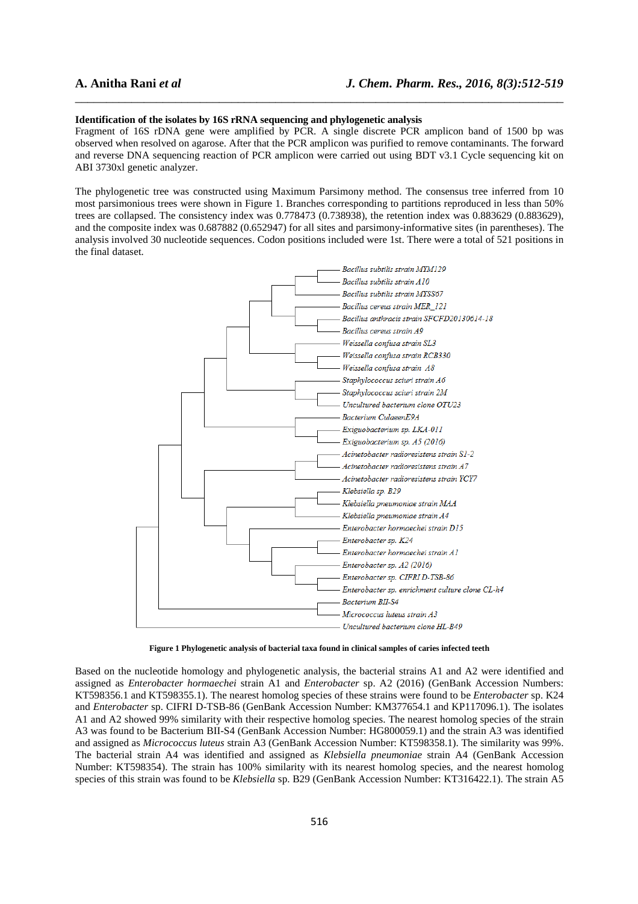**Identification of the isolates by 16S rRNA sequencing and phylogenetic analysis**

Fragment of 16S rDNA gene were amplified by PCR. A single discrete PCR amplicon band of 1500 bp was observed when resolved on agarose. After that the PCR amplicon was purified to remove contaminants. The forward and reverse DNA sequencing reaction of PCR amplicon were carried out using BDT v3.1 Cycle sequencing kit on ABI 3730xl genetic analyzer.

The phylogenetic tree was constructed using Maximum Parsimony method. The consensus tree inferred from 10 most parsimonious trees were shown in Figure 1. Branches corresponding to partitions reproduced in less than 50% trees are collapsed. The consistency index was 0.778473 (0.738938), the retention index was 0.883629 (0.883629), and the composite index was 0.687882 (0.652947) for all sites and parsimony-informative sites (in parentheses). The analysis involved 30 nucleotide sequences. Codon positions included were 1st. There were a total of 521 positions in the final dataset.

*Bacillus subtilis strain MYM129*
*Bacillus subtilis strain A10*
*Bacillus subtilis strain MYSS67*
*Bacillus cereus strain MER_121*
*Bacillus anthracis strain SFCFD20130614-18*
*Bacillus cereus strain A9*
*Weissella confusa strain SL3*
*Weissella confusa strain RCB330*
*Weissella confusa strain A8*
*Staphylococcus sciuri strain A6*
*Staphylococcus sciuri strain 2M*
*Uncultured bacterium clone OTU23*
*Bacterium CulaenE9A*
*Exiguobacterium sp. LKA-011*
*Exiguobacterium sp. A5 (2016)*
*Acinetobacter radioresistens strain S1-2*
*Acinetobacter radioresistens strain A7*
*Acinetobacter radioresistens strain YCY7*
*Klebsiella sp. B29*
*Klebsiella pneumoniae strain MAA*
*Klebsiella pneumoniae strain A4*
*Enterobacter hormaechei strain D15*
*Enterobacter sp. K24*
*Enterobacter hormaechei strain A1*
*Enterobacter sp. A2 (2016)*
*Enterobacter sp. CIFRI D-TSB-86*
*Enterobacter sp. enrichment culture clone CL-h4*
*Bacterium BII-S4*
*Micrococcus luteus strain A3*
*Uncultured bacterium clone HL-B49*

**Figure 1 Phylogenetic analysis of bacterial taxa found in clinical samples of caries infected teeth**

Based on the nucleotide homology and phylogenetic analysis, the bacterial strains A1 and A2 were identified and assigned as *Enterobacter hormaechei* strain A1 and *Enterobacter* sp. A2 (2016) (GenBank Accession Numbers: KT598356.1 and KT598355.1). The nearest homolog species of these strains were found to be *Enterobacter* sp. K24 and *Enterobacter* sp. CIFRI D-TSB-86 (GenBank Accession Number: KM377654.1 and KP117096.1). The isolates A1 and A2 showed 99% similarity with their respective homolog species. The nearest homolog species of the strain A3 was found to be Bacterium BII-S4 (GenBank Accession Number: HG800059.1) and the strain A3 was identified and assigned as *Micrococcus luteus* strain A3 (GenBank Accession Number: KT598358.1). The similarity was 99%. The bacterial strain A4 was identified and assigned as *Klebsiella pneumoniae* strain A4 (GenBank Accession Number: KT598354). The strain has 100% similarity with its nearest homolog species, and the nearest homolog species of this strain was found to be *Klebsiella* sp. B29 (GenBank Accession Number: KT316422.1). The strain A5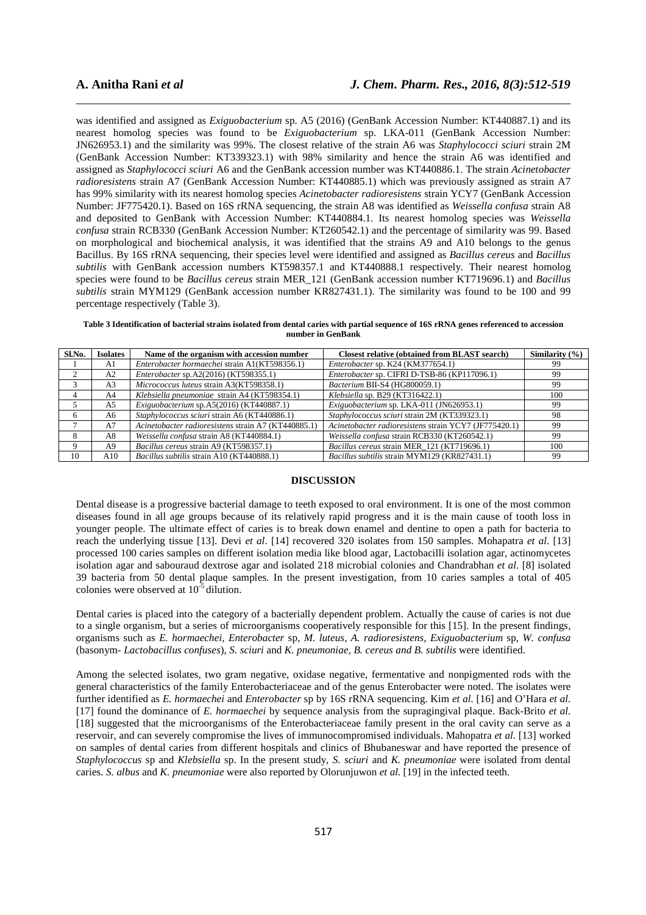was identified and assigned as *Exiguobacterium* sp. A5 (2016) (GenBank Accession Number: KT440887.1) and its nearest homolog species was found to be *Exiguobacterium* sp. LKA-011 (GenBank Accession Number: JN626953.1) and the similarity was 99%. The closest relative of the strain A6 was *Staphylococci sciuri* strain 2M (GenBank Accession Number: KT339323.1) with 98% similarity and hence the strain A6 was identified and assigned as *Staphylococci sciuri* A6 and the GenBank accession number was KT440886.1. The strain *Acinetobacter radioresistens* strain A7 (GenBank Accession Number: KT440885.1) which was previously assigned as strain A7 has 99% similarity with its nearest homolog species *Acinetobacter radioresistens* strain YCY7 (GenBank Accession Number: JF775420.1). Based on 16S rRNA sequencing, the strain A8 was identified as *Weissella confusa* strain A8 and deposited to GenBank with Accession Number: KT440884.1. Its nearest homolog species was *Weissella confusa* strain RCB330 (GenBank Accession Number: KT260542.1) and the percentage of similarity was 99. Based on morphological and biochemical analysis, it was identified that the strains A9 and A10 belongs to the genus Bacillus. By 16S rRNA sequencing, their species level were identified and assigned as *Bacillus cereus* and *Bacillus subtilis* with GenBank accession numbers KT598357.1 and KT440888.1 respectively. Their nearest homolog species were found to be *Bacillus cereus* strain MER_121 (GenBank accession number KT719696.1) and *Bacillus subtilis* strain MYM129 (GenBank accession number KR827431.1). The similarity was found to be 100 and 99 percentage respectively (Table 3).

**Table 3 Identification of bacterial strains isolated from dental caries with partial sequence of 16S rRNA genes referenced to accession number in GenBank**

| Sl.No. | Isolates | Name of the organism with accession number | Closest relative (obtained from BLAST search) | Similarity (%) |
|---|---|---|---|---|
| 1 | A1 | *Enterobacter hormaechei* strain A1(KT598356.1) | *Enterobacter* sp. K24 (KM377654.1) | 99 |
| 2 | A2 | *Enterobacter* sp.A2(2016) (KT598355.1) | *Enterobacter* sp. CIFRI D-TSB-86 (KP117096.1) | 99 |
| 3 | A3 | *Micrococcus luteus* strain A3(KT598358.1) | *Bacterium* BII-S4 (HG800059.1) | 99 |
| 4 | A4 | *Klebsiella pneumoniae* strain A4 (KT598354.1) | *Klebsiella* sp. B29 (KT316422.1) | 100 |
| 5 | A5 | *Exiguobacterium* sp.A5(2016) (KT440887.1) | *Exiguobacterium* sp. LKA-011 (JN626953.1) | 99 |
| 6 | A6 | *Staphylococcus sciuri* strain A6 (KT440886.1) | *Staphylococcus sciuri* strain 2M (KT339323.1) | 98 |
| 7 | A7 | *Acinetobacter radioresistens* strain A7 (KT440885.1) | *Acinetobacter radioresistens* strain YCY7 (JF775420.1) | 99 |
| 8 | A8 | *Weissella confusa* strain A8 (KT440884.1) | *Weissella confusa* strain RCB330 (KT260542.1) | 99 |
| 9 | A9 | *Bacillus cereus* strain A9 (KT598357.1) | *Bacillus cereus* strain MER_121 (KT719696.1) | 100 |
| 10 | A10 | *Bacillus subtilis* strain A10 (KT440888.1) | *Bacillus subtilis* strain MYM129 (KR827431.1) | 99 |

## DISCUSSION

Dental disease is a progressive bacterial damage to teeth exposed to oral environment. It is one of the most common diseases found in all age groups because of its relatively rapid progress and it is the main cause of tooth loss in younger people. The ultimate effect of caries is to break down enamel and dentine to open a path for bacteria to reach the underlying tissue [13]. Devi *et al*. [14] recovered 320 isolates from 150 samples. Mohapatra *et al*. [13] processed 100 caries samples on different isolation media like blood agar, Lactobacilli isolation agar, actinomycetes isolation agar and sabouraud dextrose agar and isolated 218 microbial colonies and Chandrabhan *et al*. [8] isolated 39 bacteria from 50 dental plaque samples. In the present investigation, from 10 caries samples a total of 405 colonies were observed at $10^{-5}$ dilution.

Dental caries is placed into the category of a bacterially dependent problem. Actually the cause of caries is not due to a single organism, but a series of microorganisms cooperatively responsible for this [15]. In the present findings, organisms such as *E. hormaechei*, *Enterobacter* sp, *M. luteus*, *A. radioresistens*, *Exiguobacterium* sp, *W. confusa* (basonym- *Lactobacillus confuses*), *S. sciuri* and *K. pneumoniae*, *B. cereus and B. subtilis* were identified.

Among the selected isolates, two gram negative, oxidase negative, fermentative and nonpigmented rods with the general characteristics of the family Enterobacteriaceae and of the genus Enterobacter were noted. The isolates were further identified as *E. hormaechei* and *Enterobacter* sp by 16S rRNA sequencing. Kim *et al.* [16] and O'Hara *et al.* [17] found the dominance of *E. hormaechei* by sequence analysis from the supragingival plaque. Back-Brito *et al.* [18] suggested that the microorganisms of the Enterobacteriaceae family present in the oral cavity can serve as a reservoir, and can severely compromise the lives of immunocompromised individuals. Mahopatra *et al.* [13] worked on samples of dental caries from different hospitals and clinics of Bhubaneswar and have reported the presence of *Staphylococcus* sp and *Klebsiella* sp. In the present study, *S. sciuri* and *K. pneumoniae* were isolated from dental caries. *S. albus* and *K. pneumoniae* were also reported by Olorunjuwon *et al.* [19] in the infected teeth.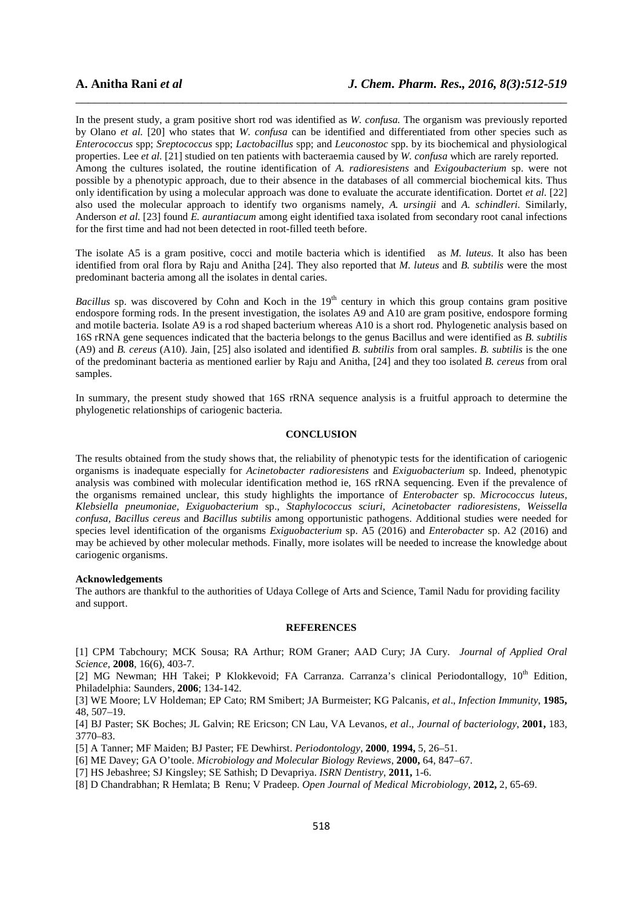In the present study, a gram positive short rod was identified as *W. confusa.* The organism was previously reported by Olano *et al.* [20] who states that *W. confusa* can be identified and differentiated from other species such as *Enterococcus* spp; *Sreptococcus* spp; *Lactobacillus* spp; and *Leuconostoc* spp. by its biochemical and physiological properties. Lee *et al.* [21] studied on ten patients with bacteraemia caused by *W. confusa* which are rarely reported. Among the cultures isolated, the routine identification of *A. radioresistens* and *Exigoubacterium* sp. were not possible by a phenotypic approach, due to their absence in the databases of all commercial biochemical kits. Thus only identification by using a molecular approach was done to evaluate the accurate identification. Dortet *et al.* [22] also used the molecular approach to identify two organisms namely, *A. ursingii* and *A. schindleri.* Similarly, Anderson *et al.* [23] found *E. aurantiacum* among eight identified taxa isolated from secondary root canal infections for the first time and had not been detected in root-filled teeth before.

The isolate A5 is a gram positive, cocci and motile bacteria which is identified as *M. luteus*. It also has been identified from oral flora by Raju and Anitha [24]. They also reported that *M. luteus* and *B. subtilis* were the most predominant bacteria among all the isolates in dental caries.

*Bacillus* sp. was discovered by Cohn and Koch in the 19th century in which this group contains gram positive endospore forming rods. In the present investigation, the isolates A9 and A10 are gram positive, endospore forming and motile bacteria. Isolate A9 is a rod shaped bacterium whereas A10 is a short rod. Phylogenetic analysis based on 16S rRNA gene sequences indicated that the bacteria belongs to the genus Bacillus and were identified as *B. subtilis* (A9) and *B. cereus* (A10). Jain, [25] also isolated and identified *B. subtilis* from oral samples. *B. subtilis* is the one of the predominant bacteria as mentioned earlier by Raju and Anitha, [24] and they too isolated *B. cereus* from oral samples.

In summary, the present study showed that 16S rRNA sequence analysis is a fruitful approach to determine the phylogenetic relationships of cariogenic bacteria.

## CONCLUSION

The results obtained from the study shows that, the reliability of phenotypic tests for the identification of cariogenic organisms is inadequate especially for *Acinetobacter radioresistens* and *Exiguobacterium* sp. Indeed, phenotypic analysis was combined with molecular identification method ie, 16S rRNA sequencing. Even if the prevalence of the organisms remained unclear, this study highlights the importance of *Enterobacter* sp. *Micrococcus luteus, Klebsiella pneumoniae, Exiguobacterium* sp., *Staphylococcus sciuri, Acinetobacter radioresistens, Weissella confusa, Bacillus cereus* and *Bacillus subtilis* among opportunistic pathogens. Additional studies were needed for species level identification of the organisms *Exiguobacterium* sp. A5 (2016) and *Enterobacter* sp. A2 (2016) and may be achieved by other molecular methods. Finally, more isolates will be needed to increase the knowledge about cariogenic organisms.

**Acknowledgements**

The authors are thankful to the authorities of Udaya College of Arts and Science, Tamil Nadu for providing facility and support.

## REFERENCES

[1] CPM Tabchoury; MCK Sousa; RA Arthur; ROM Graner; AAD Cury; JA Cury. *Journal of Applied Oral Science*, **2008**, 16(6), 403-7.

[2] MG Newman; HH Takei; P Klokkevoid; FA Carranza. Carranza's clinical Periodontallogy, 10th Edition, Philadelphia: Saunders, **2006**; 134-142.

[3] WE Moore; LV Holdeman; EP Cato; RM Smibert; JA Burmeister; KG Palcanis, *et al*., *Infection Immunity*, **1985,** 48, 507–19.

[4] BJ Paster; SK Boches; JL Galvin; RE Ericson; CN Lau, VA Levanos, *et al*., *Journal of bacteriology*, **2001,** 183, 3770–83.

[5] A Tanner; MF Maiden; BJ Paster; FE Dewhirst. *Periodontology*, **2000**, **1994,** 5, 26–51.

[6] ME Davey; GA O'toole. *Microbiology and Molecular Biology Reviews*, **2000,** 64, 847–67.

[7] HS Jebashree; SJ Kingsley; SE Sathish; D Devapriya. *ISRN Dentistry*, **2011,** 1-6.

[8] D Chandrabhan; R Hemlata; B Renu; V Pradeep. *Open Journal of Medical Microbiology*, **2012,** 2, 65-69.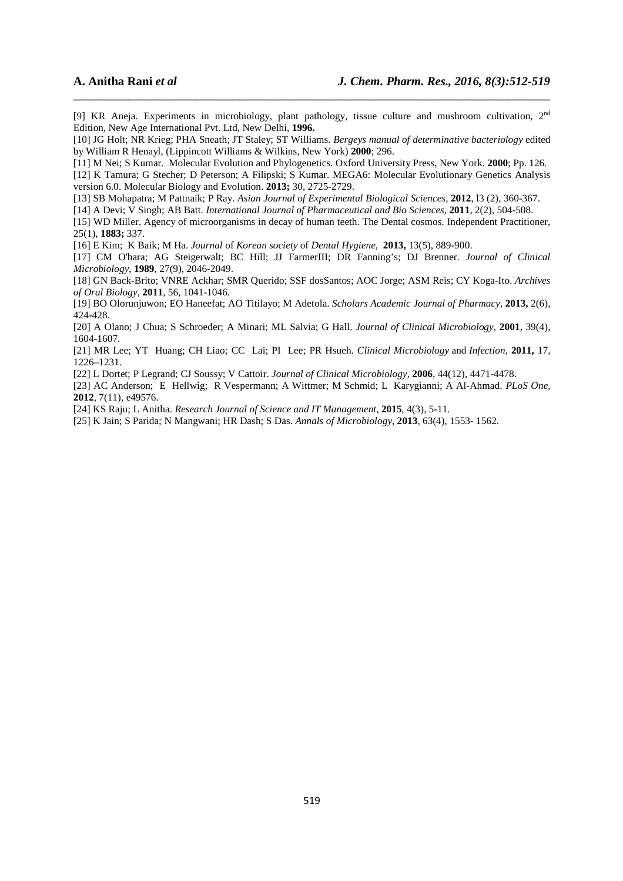[9] KR Aneja. Experiments in microbiology, plant pathology, tissue culture and mushroom cultivation, 2nd Edition, New Age International Pvt. Ltd, New Delhi, **1996.**

[10] JG Holt; NR Krieg; PHA Sneath; JT Staley; ST Williams. *Bergeys manual of determinative bacteriology* edited by William R Henayl, (Lippincott Williams & Wilkins, New York) **2000**; 296.

[11] M Nei; S Kumar. Molecular Evolution and Phylogenetics. Oxford University Press, New York. **2000**; Pp. 126.

[12] K Tamura; G Stecher; D Peterson; A Filipski; S Kumar. MEGA6: Molecular Evolutionary Genetics Analysis version 6.0. Molecular Biology and Evolution. **2013;** 30, 2725-2729.

[13] SB Mohapatra; M Pattnaik; P Ray. *Asian Journal of Experimental Biological Sciences*, **2012**, l3 (2), 360-367.

[14] A Devi; V Singh; AB Batt. *International Journal of Pharmaceutical and Bio Sciences*, **2011**, 2(2), 504-508.

[15] WD Miller. Agency of microorganisms in decay of human teeth. The Dental cosmos. Independent Practitioner, 25(1), **1883;** 337.

[16] E Kim; K Baik; M Ha. *Journal* of *Korean society* of *Dental Hygiene*, **2013,** 13(5), 889-900.

[17] CM O'hara; AG Steigerwalt; BC Hill; JJ FarmerIII; DR Fanning's; DJ Brenner. *Journal of Clinical Microbiology*, **1989**, 27(9), 2046-2049.

[18] GN Back-Brito; VNRE Ackhar; SMR Querido; SSF dosSantos; AOC Jorge; ASM Reis; CY Koga-Ito. *Archives of Oral Biology*, **2011**, 56, 1041-1046.

[19] BO Olorunjuwon; EO Haneefat; AO Titilayo; M Adetola. *Scholars Academic Journal of Pharmacy*, **2013,** 2(6), 424-428.

[20] A Olano; J Chua; S Schroeder; A Minari; ML Salvia; G Hall. *Journal of Clinical Microbiology*, **2001**, 39(4), 1604-1607.

[21] MR Lee; YT Huang; CH Liao; CC Lai; PI Lee; PR Hsueh. *Clinical Microbiology* and *Infection*, **2011,** 17, 1226–1231.

[22] L Dortet; P Legrand; CJ Soussy; V Cattoir. *Journal of Clinical Microbiology*, **2006**, 44(12), 4471-4478.

[23] AC Anderson; E Hellwig; R Vespermann; A Wittmer; M Schmid; L Karygianni; A Al-Ahmad. *PLoS One*, **2012**, 7(11), e49576.

[24] KS Raju; L Anitha. *Research Journal of Science and IT Management*, **2015**, 4(3), 5-11.

[25] K Jain; S Parida; N Mangwani; HR Dash; S Das. *Annals of Microbiology*, **2013**, 63(4), 1553- 1562.